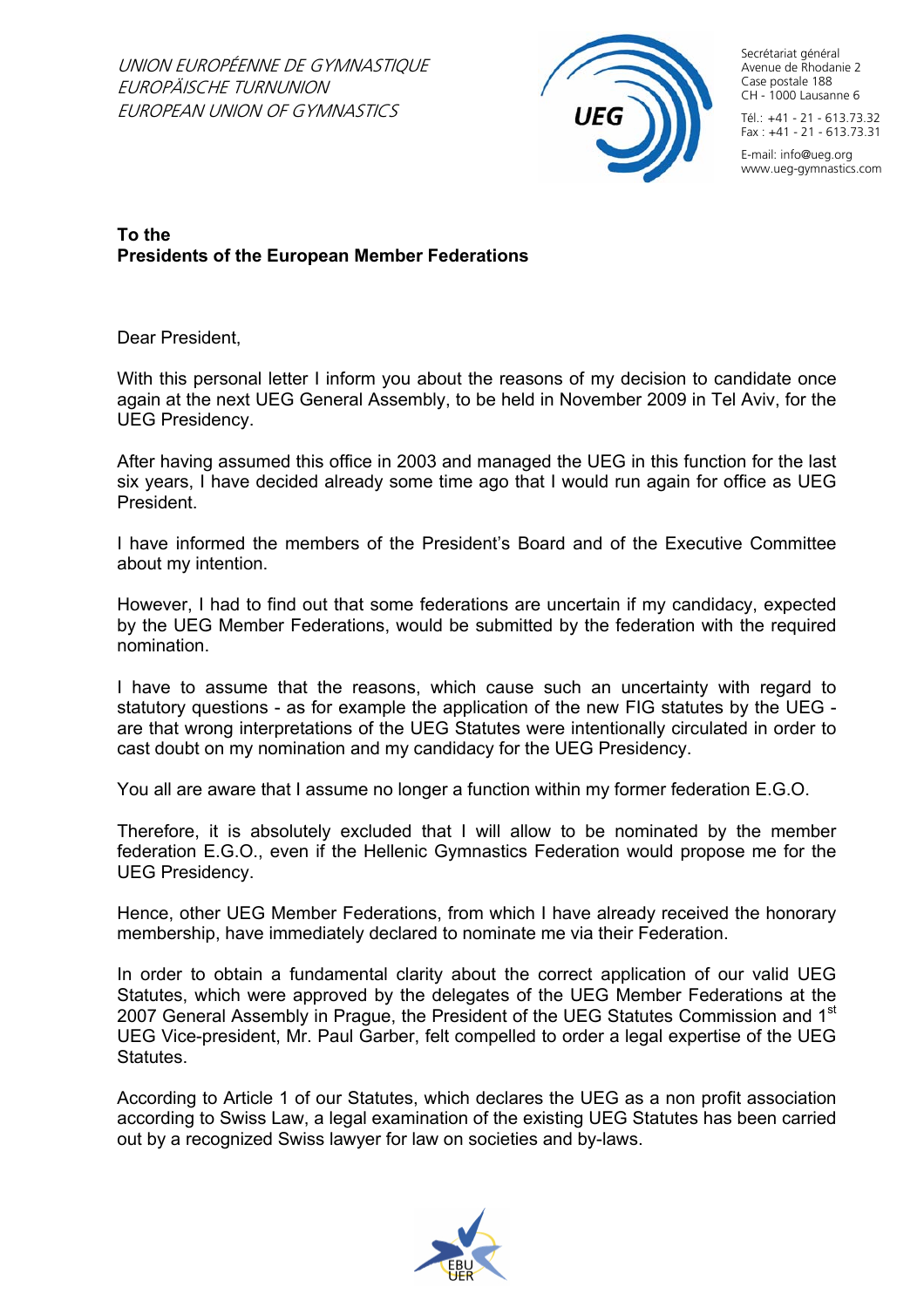*UNION EUROPÉENNE DE GYMNASTIQUE*
*EUROPÄISCHE TURNUNION*
*EUROPEAN UNION OF GYMNASTICS*

Secrétariat général
Avenue de Rhodanie 2
Case postale 188
CH - 1000 Lausanne 6

Tél.: +41 - 21 - 613.73.32
Fax : +41 - 21 - 613.73.31

E-mail: info@ueg.org
www.ueg-gymnastics.com

**To the**
**Presidents of the European Member Federations**

Dear President,

With this personal letter I inform you about the reasons of my decision to candidate once again at the next UEG General Assembly, to be held in November 2009 in Tel Aviv, for the UEG Presidency.

After having assumed this office in 2003 and managed the UEG in this function for the last six years, I have decided already some time ago that I would run again for office as UEG President.

I have informed the members of the President's Board and of the Executive Committee about my intention.

However, I had to find out that some federations are uncertain if my candidacy, expected by the UEG Member Federations, would be submitted by the federation with the required nomination.

I have to assume that the reasons, which cause such an uncertainty with regard to statutory questions - as for example the application of the new FIG statutes by the UEG - are that wrong interpretations of the UEG Statutes were intentionally circulated in order to cast doubt on my nomination and my candidacy for the UEG Presidency.

You all are aware that I assume no longer a function within my former federation E.G.O.

Therefore, it is absolutely excluded that I will allow to be nominated by the member federation E.G.O., even if the Hellenic Gymnastics Federation would propose me for the UEG Presidency.

Hence, other UEG Member Federations, from which I have already received the honorary membership, have immediately declared to nominate me via their Federation.

In order to obtain a fundamental clarity about the correct application of our valid UEG Statutes, which were approved by the delegates of the UEG Member Federations at the 2007 General Assembly in Prague, the President of the UEG Statutes Commission and 1st UEG Vice-president, Mr. Paul Garber, felt compelled to order a legal expertise of the UEG Statutes.

According to Article 1 of our Statutes, which declares the UEG as a non profit association according to Swiss Law, a legal examination of the existing UEG Statutes has been carried out by a recognized Swiss lawyer for law on societies and by-laws.

EBU UER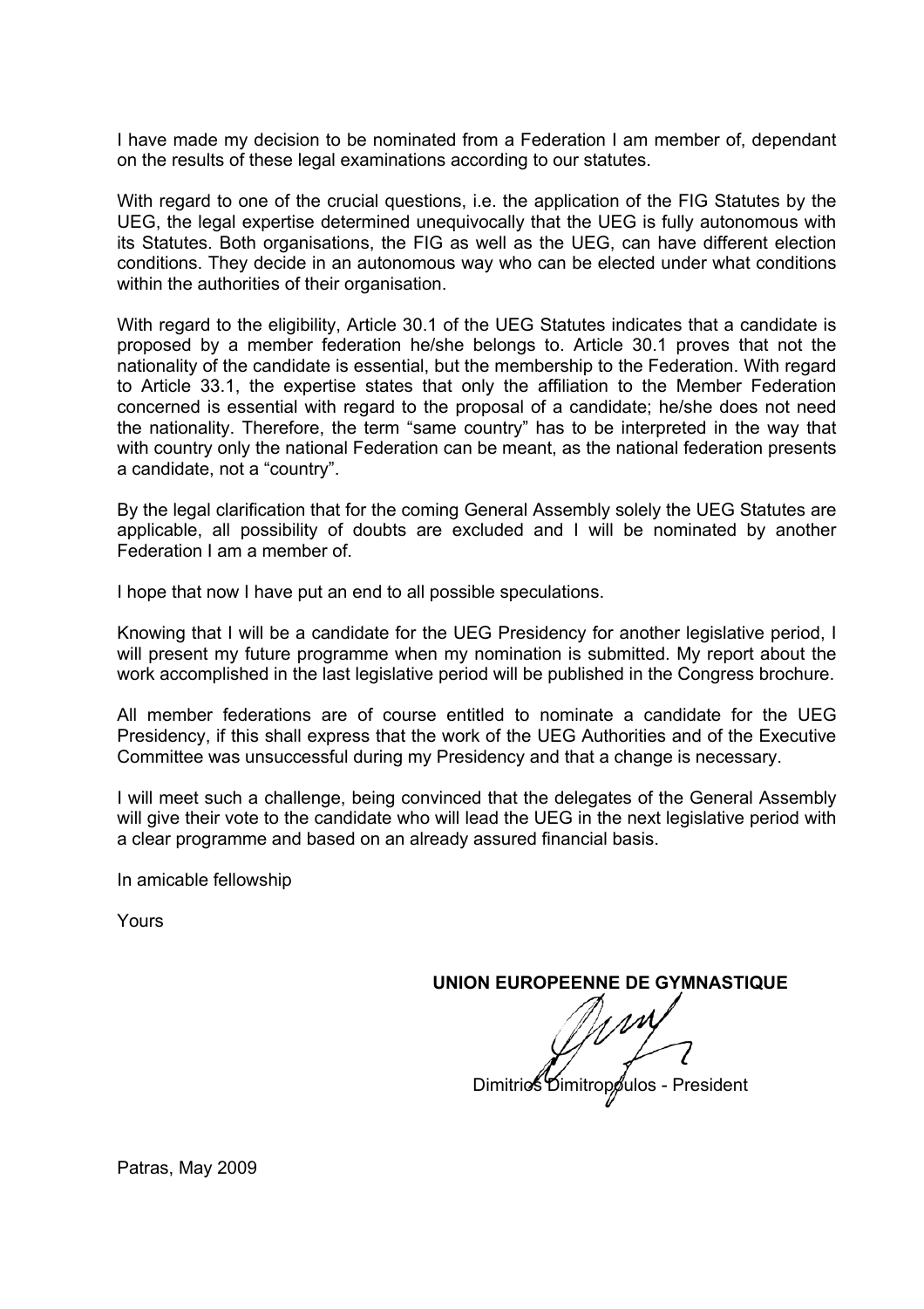I have made my decision to be nominated from a Federation I am member of, dependant on the results of these legal examinations according to our statutes.

With regard to one of the crucial questions, i.e. the application of the FIG Statutes by the UEG, the legal expertise determined unequivocally that the UEG is fully autonomous with its Statutes. Both organisations, the FIG as well as the UEG, can have different election conditions. They decide in an autonomous way who can be elected under what conditions within the authorities of their organisation.

With regard to the eligibility, Article 30.1 of the UEG Statutes indicates that a candidate is proposed by a member federation he/she belongs to. Article 30.1 proves that not the nationality of the candidate is essential, but the membership to the Federation. With regard to Article 33.1, the expertise states that only the affiliation to the Member Federation concerned is essential with regard to the proposal of a candidate; he/she does not need the nationality. Therefore, the term "same country" has to be interpreted in the way that with country only the national Federation can be meant, as the national federation presents a candidate, not a "country".

By the legal clarification that for the coming General Assembly solely the UEG Statutes are applicable, all possibility of doubts are excluded and I will be nominated by another Federation I am a member of.

I hope that now I have put an end to all possible speculations.

Knowing that I will be a candidate for the UEG Presidency for another legislative period, I will present my future programme when my nomination is submitted. My report about the work accomplished in the last legislative period will be published in the Congress brochure.

All member federations are of course entitled to nominate a candidate for the UEG Presidency, if this shall express that the work of the UEG Authorities and of the Executive Committee was unsuccessful during my Presidency and that a change is necessary.

I will meet such a challenge, being convinced that the delegates of the General Assembly will give their vote to the candidate who will lead the UEG in the next legislative period with a clear programme and based on an already assured financial basis.

In amicable fellowship

Yours

**UNION EUROPEENNE DE GYMNASTIQUE**

Dimitrios Dimitropoulos - President

Patras, May 2009